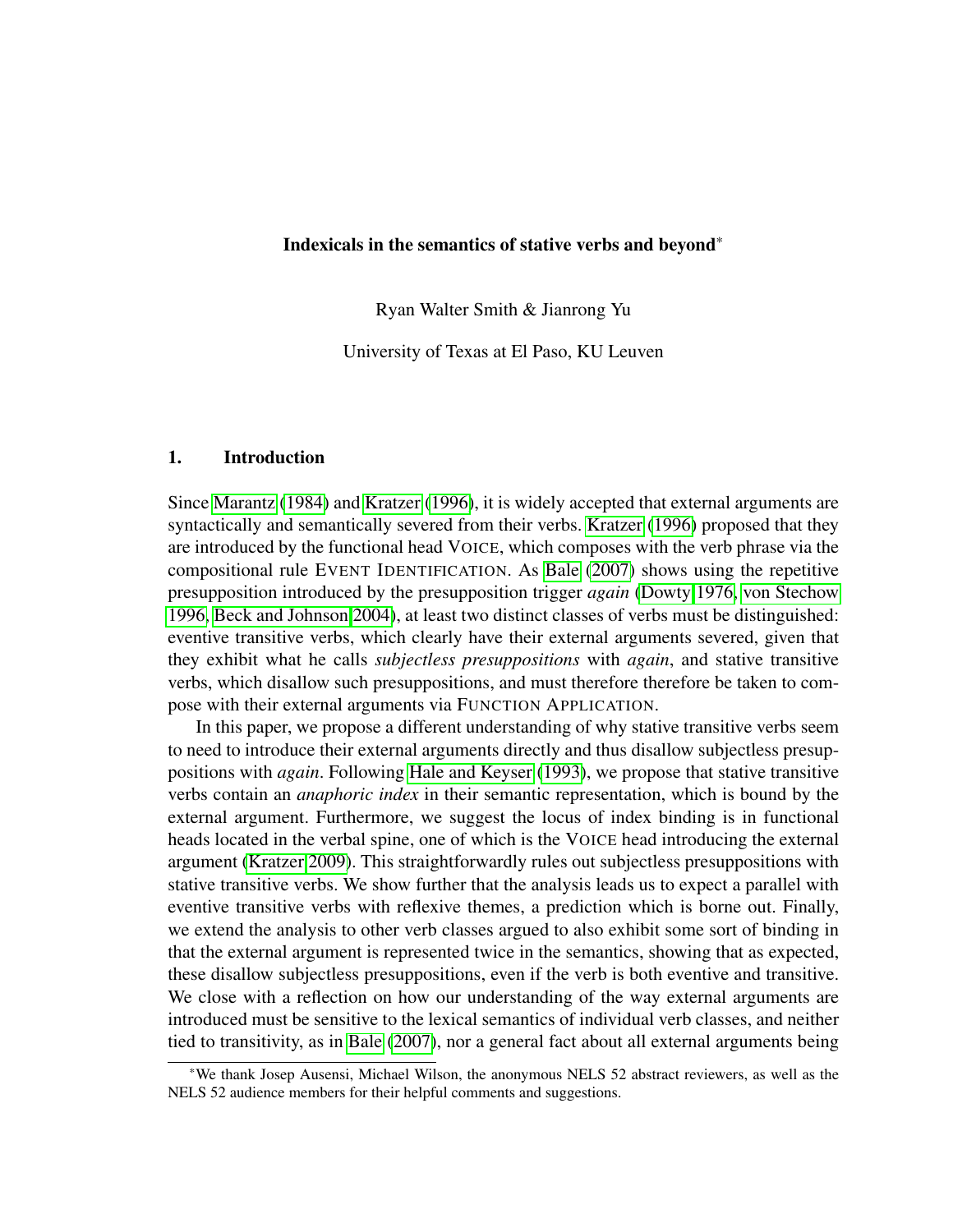# Indexicals in the semantics of stative verbs and beyond*

Ryan Walter Smith & Jianrong Yu

University of Texas at El Paso, KU Leuven

## 1. Introduction

Since Marantz (1984) and Kratzer (1996), it is widely accepted that external arguments are syntactically and semantically severed from their verbs. Kratzer (1996) proposed that they are introduced by the functional head VOICE, which composes with the verb phrase via the compositional rule EVENT IDENTIFICATION. As Bale (2007) shows using the repetitive presupposition introduced by the presupposition trigger *again* (Dowty 1976, von Stechow 1996, Beck and Johnson 2004), at least two distinct classes of verbs must be distinguished: eventive transitive verbs, which clearly have their external arguments severed, given that they exhibit what he calls *subjectless presuppositions* with *again*, and stative transitive verbs, which disallow such presuppositions, and must therefore therefore be taken to compose with their external arguments via FUNCTION APPLICATION.

In this paper, we propose a different understanding of why stative transitive verbs seem to need to introduce their external arguments directly and thus disallow subjectless presuppositions with *again*. Following Hale and Keyser (1993), we propose that stative transitive verbs contain an *anaphoric index* in their semantic representation, which is bound by the external argument. Furthermore, we suggest the locus of index binding is in functional heads located in the verbal spine, one of which is the VOICE head introducing the external argument (Kratzer 2009). This straightforwardly rules out subjectless presuppositions with stative transitive verbs. We show further that the analysis leads us to expect a parallel with eventive transitive verbs with reflexive themes, a prediction which is borne out. Finally, we extend the analysis to other verb classes argued to also exhibit some sort of binding in that the external argument is represented twice in the semantics, showing that as expected, these disallow subjectless presuppositions, even if the verb is both eventive and transitive. We close with a reflection on how our understanding of the way external arguments are introduced must be sensitive to the lexical semantics of individual verb classes, and neither tied to transitivity, as in Bale (2007), nor a general fact about all external arguments being

*We thank Josep Ausensi, Michael Wilson, the anonymous NELS 52 abstract reviewers, as well as the NELS 52 audience members for their helpful comments and suggestions.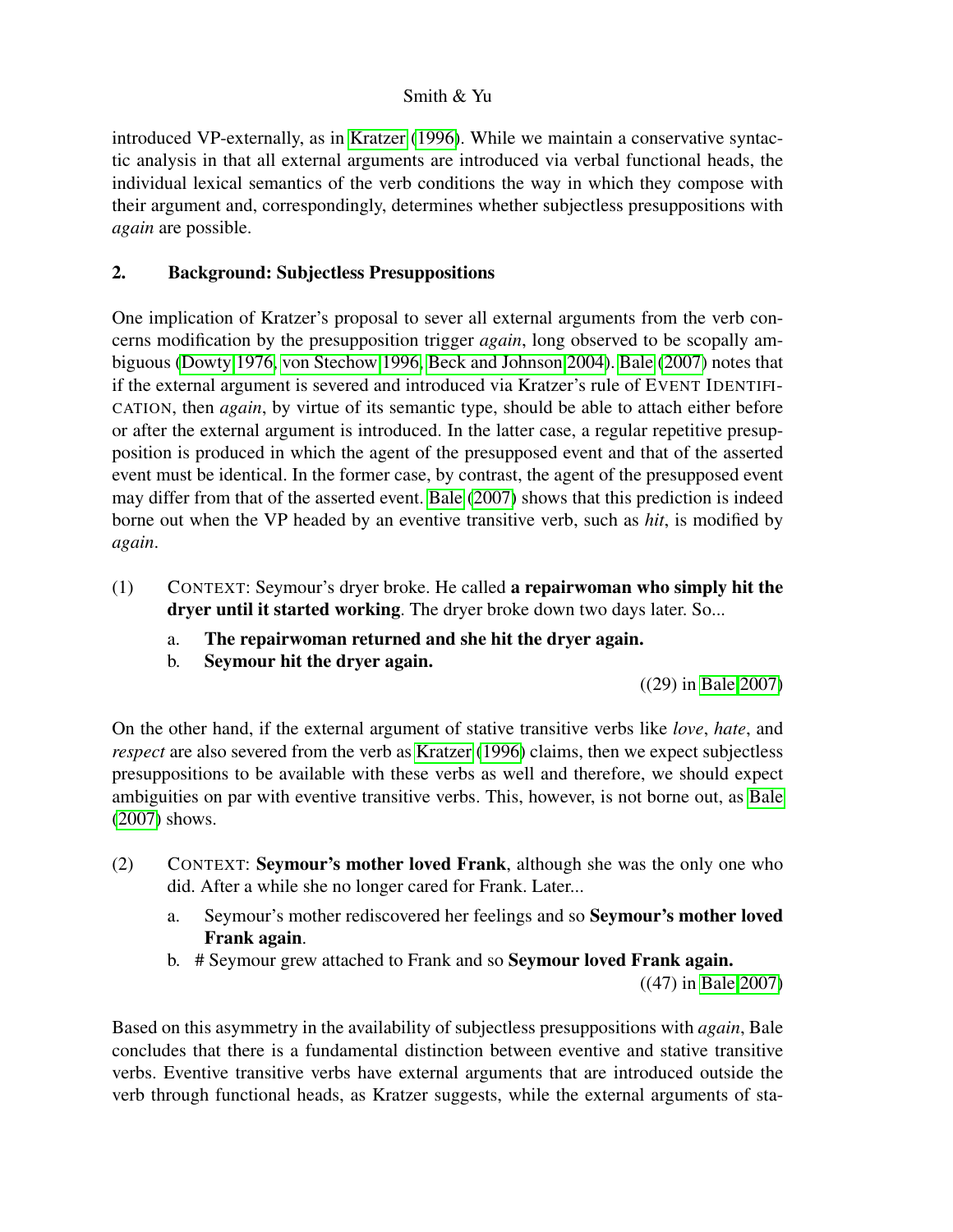introduced VP-externally, as in Kratzer (1996). While we maintain a conservative syntactic analysis in that all external arguments are introduced via verbal functional heads, the individual lexical semantics of the verb conditions the way in which they compose with their argument and, correspondingly, determines whether subjectless presuppositions with *again* are possible.

## 2. Background: Subjectless Presuppositions

One implication of Kratzer's proposal to sever all external arguments from the verb concerns modification by the presupposition trigger *again*, long observed to be scopally ambiguous (Dowty 1976, von Stechow 1996, Beck and Johnson 2004). Bale (2007) notes that if the external argument is severed and introduced via Kratzer's rule of EVENT IDENTIFICATION, then *again*, by virtue of its semantic type, should be able to attach either before or after the external argument is introduced. In the latter case, a regular repetitive presupposition is produced in which the agent of the presupposed event and that of the asserted event must be identical. In the former case, by contrast, the agent of the presupposed event may differ from that of the asserted event. Bale (2007) shows that this prediction is indeed borne out when the VP headed by an eventive transitive verb, such as *hit*, is modified by *again*.

(1) CONTEXT: Seymour's dryer broke. He called **a repairwoman who simply hit the dryer until it started working**. The dryer broke down two days later. So...

  a. **The repairwoman returned and she hit the dryer again.**
  b. **Seymour hit the dryer again.**

((29) in Bale 2007)

On the other hand, if the external argument of stative transitive verbs like *love*, *hate*, and *respect* are also severed from the verb as Kratzer (1996) claims, then we expect subjectless presuppositions to be available with these verbs as well and therefore, we should expect ambiguities on par with eventive transitive verbs. This, however, is not borne out, as Bale (2007) shows.

(2) CONTEXT: **Seymour's mother loved Frank**, although she was the only one who did. After a while she no longer cared for Frank. Later...

  a. Seymour's mother rediscovered her feelings and so **Seymour's mother loved Frank again**.
  b. # Seymour grew attached to Frank and so **Seymour loved Frank again.**

((47) in Bale 2007)

Based on this asymmetry in the availability of subjectless presuppositions with *again*, Bale concludes that there is a fundamental distinction between eventive and stative transitive verbs. Eventive transitive verbs have external arguments that are introduced outside the verb through functional heads, as Kratzer suggests, while the external arguments of sta-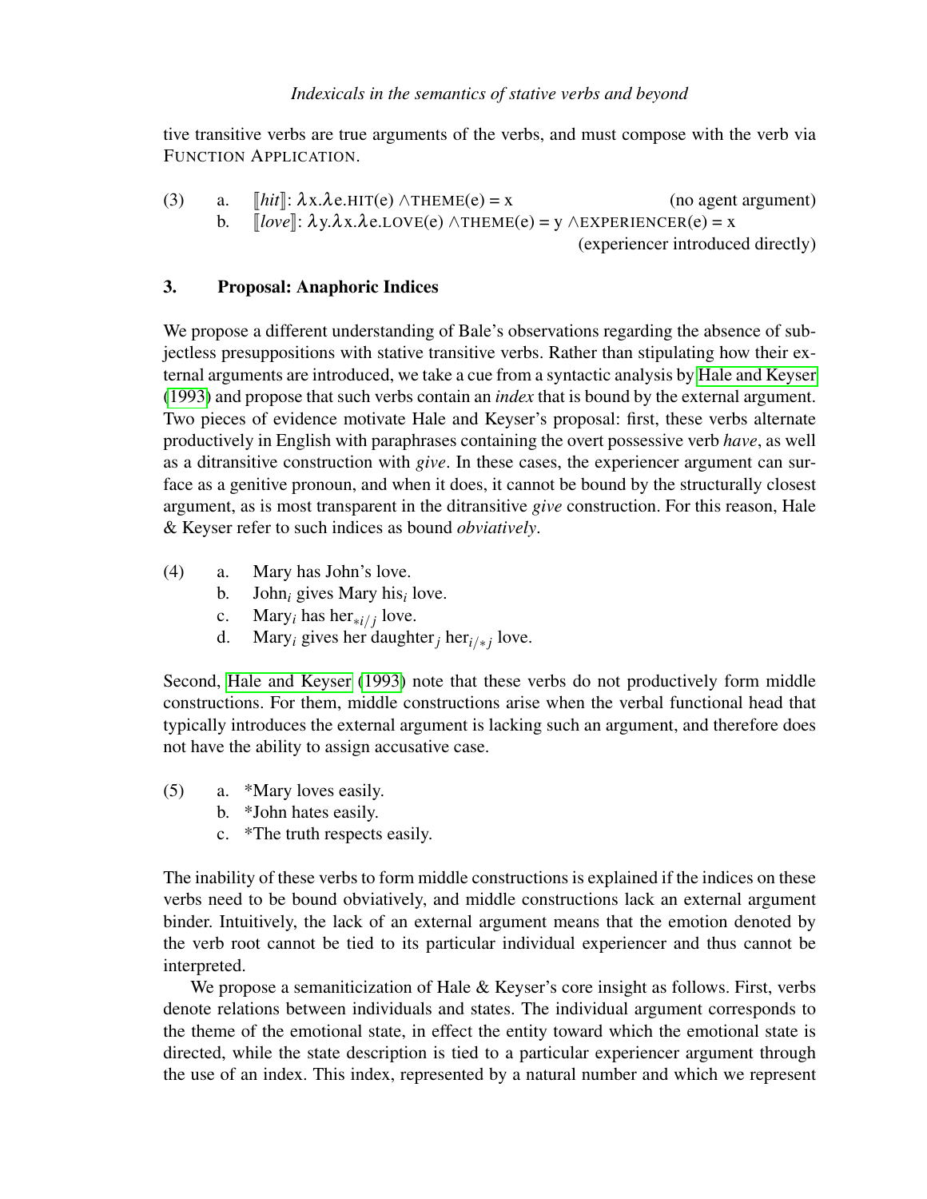tive transitive verbs are true arguments of the verbs, and must compose with the verb via FUNCTION APPLICATION.

(3) a. $[\![hit]\!]$: $\lambda$x.$\lambda$e.HIT(e) $\wedge$THEME(e) = x (no agent argument)

b. $[\![love]\!]$: $\lambda$y.$\lambda$x.$\lambda$e.LOVE(e) $\wedge$THEME(e) = y $\wedge$EXPERIENCER(e) = x (experiencer introduced directly)

## 3. Proposal: Anaphoric Indices

We propose a different understanding of Bale's observations regarding the absence of subjectless presuppositions with stative transitive verbs. Rather than stipulating how their external arguments are introduced, we take a cue from a syntactic analysis by Hale and Keyser (1993) and propose that such verbs contain an *index* that is bound by the external argument. Two pieces of evidence motivate Hale and Keyser's proposal: first, these verbs alternate productively in English with paraphrases containing the overt possessive verb *have*, as well as a ditransitive construction with *give*. In these cases, the experiencer argument can surface as a genitive pronoun, and when it does, it cannot be bound by the structurally closest argument, as is most transparent in the ditransitive *give* construction. For this reason, Hale & Keyser refer to such indices as bound *obviatively*.

(4) a. Mary has John's love.

b. John$_i$ gives Mary his$_i$ love.

c. Mary$_i$ has her$_{*i/j}$ love.

d. Mary$_i$ gives her daughter$_j$ her$_{i/*j}$ love.

Second, Hale and Keyser (1993) note that these verbs do not productively form middle constructions. For them, middle constructions arise when the verbal functional head that typically introduces the external argument is lacking such an argument, and therefore does not have the ability to assign accusative case.

(5) a. *Mary loves easily.

b. *John hates easily.

c. *The truth respects easily.

The inability of these verbs to form middle constructions is explained if the indices on these verbs need to be bound obviatively, and middle constructions lack an external argument binder. Intuitively, the lack of an external argument means that the emotion denoted by the verb root cannot be tied to its particular individual experiencer and thus cannot be interpreted.

We propose a semaniticization of Hale & Keyser's core insight as follows. First, verbs denote relations between individuals and states. The individual argument corresponds to the theme of the emotional state, in effect the entity toward which the emotional state is directed, while the state description is tied to a particular experiencer argument through the use of an index. This index, represented by a natural number and which we represent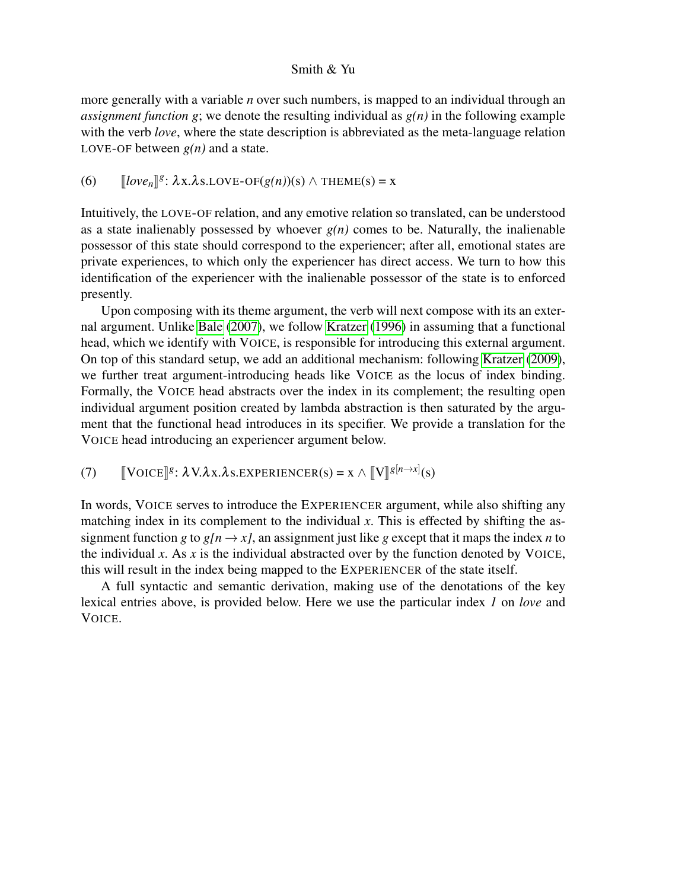more generally with a variable $n$ over such numbers, is mapped to an individual through an *assignment function g*; we denote the resulting individual as $g(n)$ in the following example with the verb *love*, where the state description is abbreviated as the meta-language relation LOVE-OF between $g(n)$ and a state.

(6) $[\![love_n]\!]^g$: $\lambda$x.$\lambda$s.LOVE-OF($g(n)$)(s) $\wedge$ THEME(s) = x

Intuitively, the LOVE-OF relation, and any emotive relation so translated, can be understood as a state inalienably possessed by whoever $g(n)$ comes to be. Naturally, the inalienable possessor of this state should correspond to the experiencer; after all, emotional states are private experiences, to which only the experiencer has direct access. We turn to how this identification of the experiencer with the inalienable possessor of the state is to enforced presently.

Upon composing with its theme argument, the verb will next compose with its an external argument. Unlike Bale (2007), we follow Kratzer (1996) in assuming that a functional head, which we identify with VOICE, is responsible for introducing this external argument. On top of this standard setup, we add an additional mechanism: following Kratzer (2009), we further treat argument-introducing heads like VOICE as the locus of index binding. Formally, the VOICE head abstracts over the index in its complement; the resulting open individual argument position created by lambda abstraction is then saturated by the argument that the functional head introduces in its specifier. We provide a translation for the VOICE head introducing an experiencer argument below.

(7) $[\![\text{VOICE}]\!]^g$: $\lambda$V.$\lambda$x.$\lambda$s.EXPERIENCER(s) = x $\wedge$ $[\![\text{V}]\!]^{g[n \rightarrow x]}$(s)

In words, VOICE serves to introduce the EXPERIENCER argument, while also shifting any matching index in its complement to the individual $x$. This is effected by shifting the assignment function $g$ to $g[n \rightarrow x]$, an assignment just like $g$ except that it maps the index $n$ to the individual $x$. As $x$ is the individual abstracted over by the function denoted by VOICE, this will result in the index being mapped to the EXPERIENCER of the state itself.

A full syntactic and semantic derivation, making use of the denotations of the key lexical entries above, is provided below. Here we use the particular index *1* on *love* and VOICE.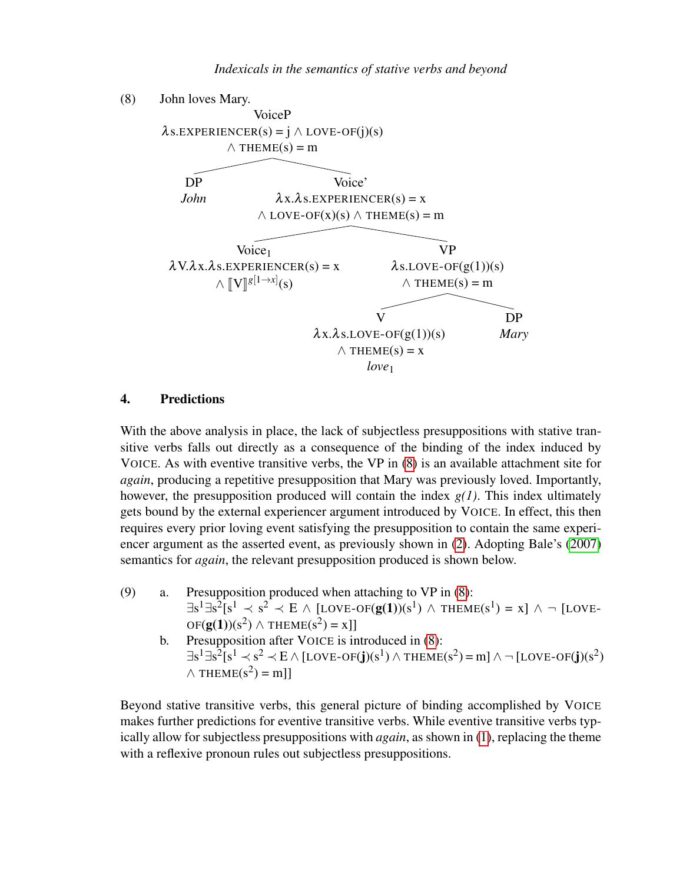(8) John loves Mary.

- VoiceP: $\lambda$s.EXPERIENCER(s) = j $\wedge$ LOVE-OF(j)(s) $\wedge$ THEME(s) = m
  - DP: *John*
  - Voice': $\lambda$x.$\lambda$s.EXPERIENCER(s) = x $\wedge$ LOVE-OF(x)(s) $\wedge$ THEME(s) = m
    - $\text{Voice}_1$: $\lambda$V.$\lambda$x.$\lambda$s.EXPERIENCER(s) = x $\wedge$ $[\![\text{V}]\!]^{g[1 \to x]}$(s)
    - VP: $\lambda$s.LOVE-OF(g(1))(s) $\wedge$ THEME(s) = m
      - V: $\lambda$x.$\lambda$s.LOVE-OF(g(1))(s) $\wedge$ THEME(s) = x — *love*$_1$
      - DP: *Mary*

## 4. Predictions

With the above analysis in place, the lack of subjectless presuppositions with stative transitive verbs falls out directly as a consequence of the binding of the index induced by VOICE. As with eventive transitive verbs, the VP in (8) is an available attachment site for *again*, producing a repetitive presupposition that Mary was previously loved. Importantly, however, the presupposition produced will contain the index *g(1)*. This index ultimately gets bound by the external experiencer argument introduced by VOICE. In effect, this then requires every prior loving event satisfying the presupposition to contain the same experiencer argument as the asserted event, as previously shown in (2). Adopting Bale's (2007) semantics for *again*, the relevant presupposition produced is shown below.

(9) a. Presupposition produced when attaching to VP in (8):
$\exists s^1 \exists s^2 [s^1 \prec s^2 \prec E \wedge [\text{LOVE-OF}(\mathbf{g(1)})(s^1) \wedge \text{THEME}(s^1) = x] \wedge \neg [\text{LOVE-OF}(\mathbf{g(1)})(s^2) \wedge \text{THEME}(s^2) = x]]$

b. Presupposition after VOICE is introduced in (8):
$\exists s^1 \exists s^2 [s^1 \prec s^2 \prec E \wedge [\text{LOVE-OF}(\mathbf{j})(s^1) \wedge \text{THEME}(s^2) = m] \wedge \neg [\text{LOVE-OF}(\mathbf{j})(s^2) \wedge \text{THEME}(s^2) = m]]$

Beyond stative transitive verbs, this general picture of binding accomplished by VOICE makes further predictions for eventive transitive verbs. While eventive transitive verbs typically allow for subjectless presuppositions with *again*, as shown in (1), replacing the theme with a reflexive pronoun rules out subjectless presuppositions.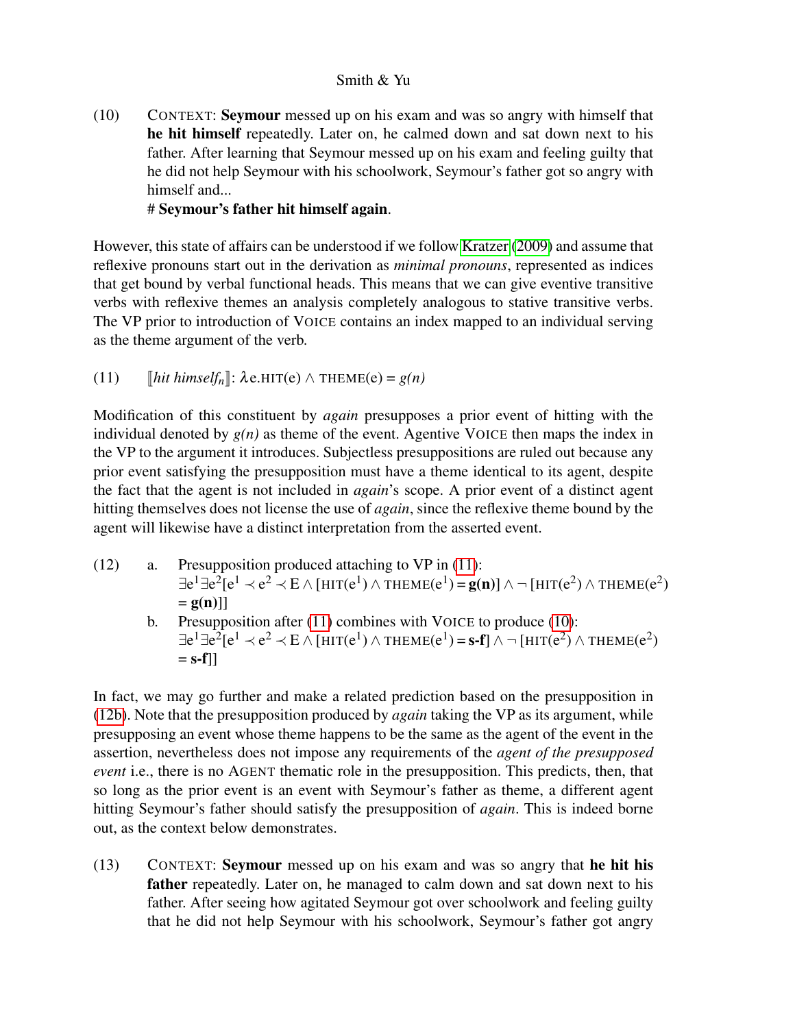(10) CONTEXT: **Seymour** messed up on his exam and was so angry with himself that **he hit himself** repeatedly. Later on, he calmed down and sat down next to his father. After learning that Seymour messed up on his exam and feeling guilty that he did not help Seymour with his schoolwork, Seymour's father got so angry with himself and...
# **Seymour's father hit himself again**.

However, this state of affairs can be understood if we follow Kratzer (2009) and assume that reflexive pronouns start out in the derivation as *minimal pronouns*, represented as indices that get bound by verbal functional heads. This means that we can give eventive transitive verbs with reflexive themes an analysis completely analogous to stative transitive verbs. The VP prior to introduction of VOICE contains an index mapped to an individual serving as the theme argument of the verb.

(11) $[\![hit\ himself_n]\!]$: $\lambda e.\text{HIT}(e) \wedge \text{THEME}(e) = g(n)$

Modification of this constituent by *again* presupposes a prior event of hitting with the individual denoted by $g(n)$ as theme of the event. Agentive VOICE then maps the index in the VP to the argument it introduces. Subjectless presuppositions are ruled out because any prior event satisfying the presupposition must have a theme identical to its agent, despite the fact that the agent is not included in *again*'s scope. A prior event of a distinct agent hitting themselves does not license the use of *again*, since the reflexive theme bound by the agent will likewise have a distinct interpretation from the asserted event.

(12) a. Presupposition produced attaching to VP in (11):
$\exists e^1 \exists e^2 [e^1 \prec e^2 \prec E \wedge [\text{HIT}(e^1) \wedge \text{THEME}(e^1) = \mathbf{g(n)}] \wedge \neg [\text{HIT}(e^2) \wedge \text{THEME}(e^2) = \mathbf{g(n)}]]$

b. Presupposition after (11) combines with VOICE to produce (10):
$\exists e^1 \exists e^2 [e^1 \prec e^2 \prec E \wedge [\text{HIT}(e^1) \wedge \text{THEME}(e^1) = \mathbf{s\text{-}f}] \wedge \neg [\text{HIT}(e^2) \wedge \text{THEME}(e^2) = \mathbf{s\text{-}f}]]$

In fact, we may go further and make a related prediction based on the presupposition in (12b). Note that the presupposition produced by *again* taking the VP as its argument, while presupposing an event whose theme happens to be the same as the agent of the event in the assertion, nevertheless does not impose any requirements of the *agent of the presupposed event* i.e., there is no AGENT thematic role in the presupposition. This predicts, then, that so long as the prior event is an event with Seymour's father as theme, a different agent hitting Seymour's father should satisfy the presupposition of *again*. This is indeed borne out, as the context below demonstrates.

(13) CONTEXT: **Seymour** messed up on his exam and was so angry that **he hit his father** repeatedly. Later on, he managed to calm down and sat down next to his father. After seeing how agitated Seymour got over schoolwork and feeling guilty that he did not help Seymour with his schoolwork, Seymour's father got angry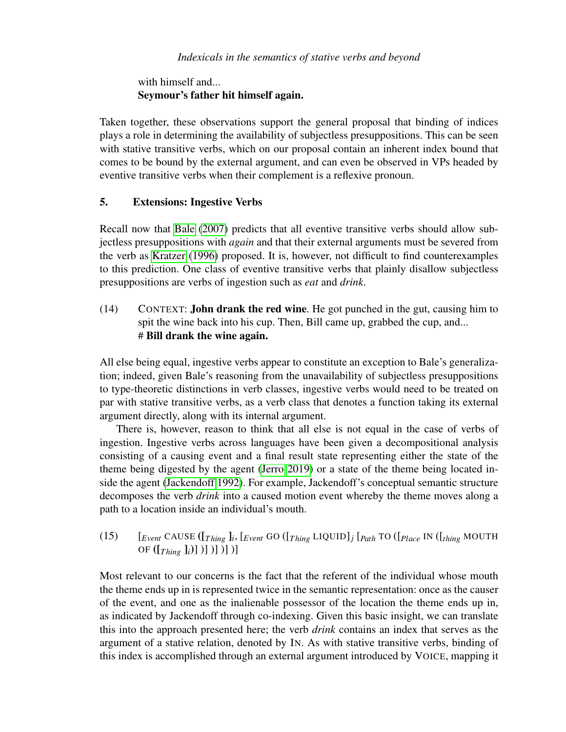with himself and...
**Seymour's father hit himself again.**

Taken together, these observations support the general proposal that binding of indices plays a role in determining the availability of subjectless presuppositions. This can be seen with stative transitive verbs, which on our proposal contain an inherent index bound that comes to be bound by the external argument, and can even be observed in VPs headed by eventive transitive verbs when their complement is a reflexive pronoun.

## 5. Extensions: Ingestive Verbs

Recall now that Bale (2007) predicts that all eventive transitive verbs should allow subjectless presuppositions with *again* and that their external arguments must be severed from the verb as Kratzer (1996) proposed. It is, however, not difficult to find counterexamples to this prediction. One class of eventive transitive verbs that plainly disallow subjectless presuppositions are verbs of ingestion such as *eat* and *drink*.

(14) CONTEXT: **John drank the red wine**. He got punched in the gut, causing him to spit the wine back into his cup. Then, Bill came up, grabbed the cup, and...
# **Bill drank the wine again.**

All else being equal, ingestive verbs appear to constitute an exception to Bale's generalization; indeed, given Bale's reasoning from the unavailability of subjectless presuppositions to type-theoretic distinctions in verb classes, ingestive verbs would need to be treated on par with stative transitive verbs, as a verb class that denotes a function taking its external argument directly, along with its internal argument.

There is, however, reason to think that all else is not equal in the case of verbs of ingestion. Ingestive verbs across languages have been given a decompositional analysis consisting of a causing event and a final result state representing either the state of the theme being digested by the agent (Jerro 2019) or a state of the theme being located inside the agent (Jackendoff 1992). For example, Jackendoff's conceptual semantic structure decomposes the verb *drink* into a caused motion event whereby the theme moves along a path to a location inside an individual's mouth.

(15) $[_{Event}$ CAUSE $([_{Thing}\ ]_i, [_{Event}$ GO $([_{Thing}$ LIQUID$]_j\ [_{Path}$ TO $([_{Place}$ IN $([_{thing}$ MOUTH OF $([_{Thing}\ ]_i)]\ )]\ )]\ )]\ )]$

Most relevant to our concerns is the fact that the referent of the individual whose mouth the theme ends up in is represented twice in the semantic representation: once as the causer of the event, and one as the inalienable possessor of the location the theme ends up in, as indicated by Jackendoff through co-indexing. Given this basic insight, we can translate this into the approach presented here; the verb *drink* contains an index that serves as the argument of a stative relation, denoted by IN. As with stative transitive verbs, binding of this index is accomplished through an external argument introduced by VOICE, mapping it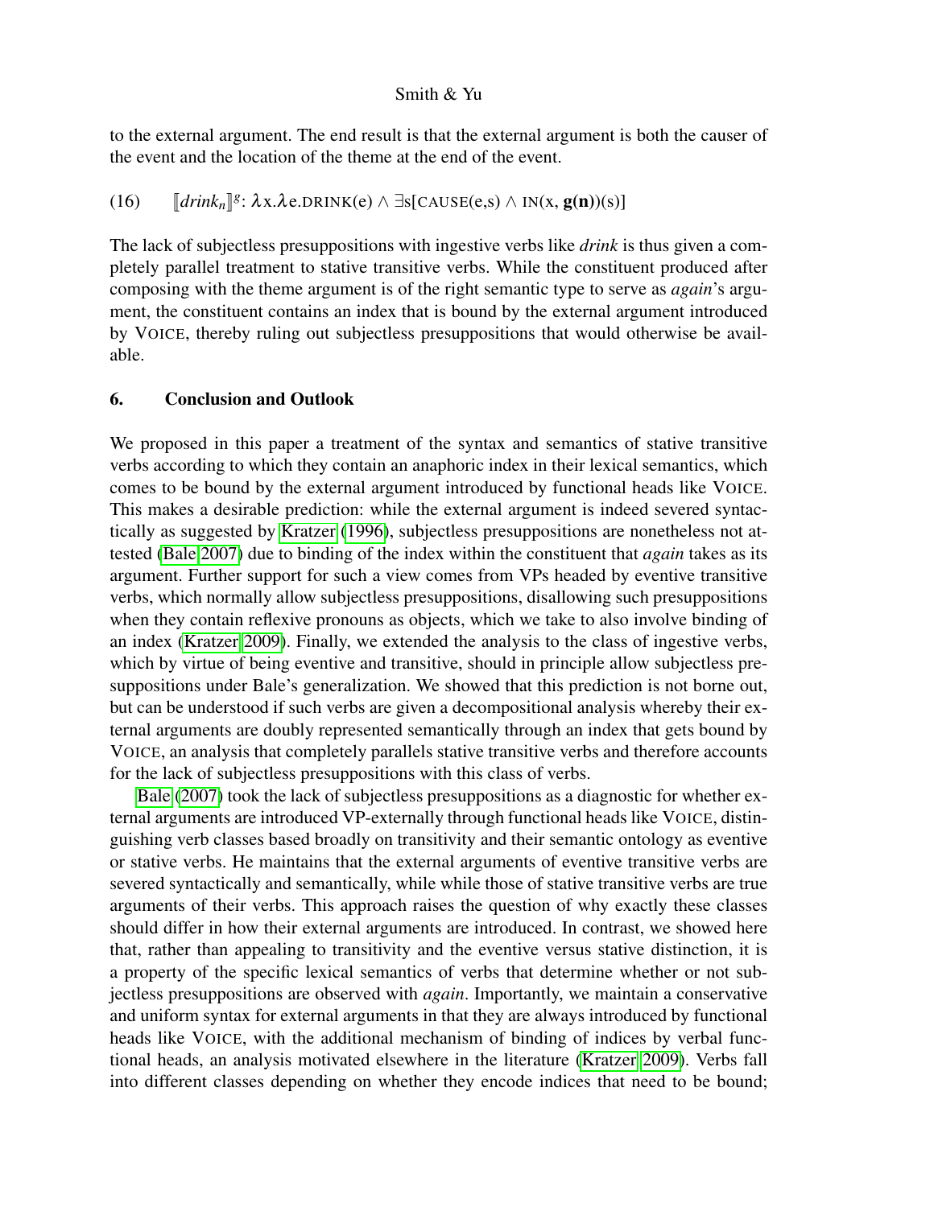to the external argument. The end result is that the external argument is both the causer of the event and the location of the theme at the end of the event.

(16) $[\![drink_n]\!]^g$: $\lambda$x.$\lambda$e.DRINK(e) $\wedge$ $\exists$s[CAUSE(e,s) $\wedge$ IN(x, **g**(**n**))(s)]

The lack of subjectless presuppositions with ingestive verbs like *drink* is thus given a completely parallel treatment to stative transitive verbs. While the constituent produced after composing with the theme argument is of the right semantic type to serve as *again*'s argument, the constituent contains an index that is bound by the external argument introduced by VOICE, thereby ruling out subjectless presuppositions that would otherwise be available.

## 6. Conclusion and Outlook

We proposed in this paper a treatment of the syntax and semantics of stative transitive verbs according to which they contain an anaphoric index in their lexical semantics, which comes to be bound by the external argument introduced by functional heads like VOICE. This makes a desirable prediction: while the external argument is indeed severed syntactically as suggested by Kratzer (1996), subjectless presuppositions are nonetheless not attested (Bale 2007) due to binding of the index within the constituent that *again* takes as its argument. Further support for such a view comes from VPs headed by eventive transitive verbs, which normally allow subjectless presuppositions, disallowing such presuppositions when they contain reflexive pronouns as objects, which we take to also involve binding of an index (Kratzer 2009). Finally, we extended the analysis to the class of ingestive verbs, which by virtue of being eventive and transitive, should in principle allow subjectless presuppositions under Bale's generalization. We showed that this prediction is not borne out, but can be understood if such verbs are given a decompositional analysis whereby their external arguments are doubly represented semantically through an index that gets bound by VOICE, an analysis that completely parallels stative transitive verbs and therefore accounts for the lack of subjectless presuppositions with this class of verbs.

Bale (2007) took the lack of subjectless presuppositions as a diagnostic for whether external arguments are introduced VP-externally through functional heads like VOICE, distinguishing verb classes based broadly on transitivity and their semantic ontology as eventive or stative verbs. He maintains that the external arguments of eventive transitive verbs are severed syntactically and semantically, while while those of stative transitive verbs are true arguments of their verbs. This approach raises the question of why exactly these classes should differ in how their external arguments are introduced. In contrast, we showed here that, rather than appealing to transitivity and the eventive versus stative distinction, it is a property of the specific lexical semantics of verbs that determine whether or not subjectless presuppositions are observed with *again*. Importantly, we maintain a conservative and uniform syntax for external arguments in that they are always introduced by functional heads like VOICE, with the additional mechanism of binding of indices by verbal functional heads, an analysis motivated elsewhere in the literature (Kratzer 2009). Verbs fall into different classes depending on whether they encode indices that need to be bound;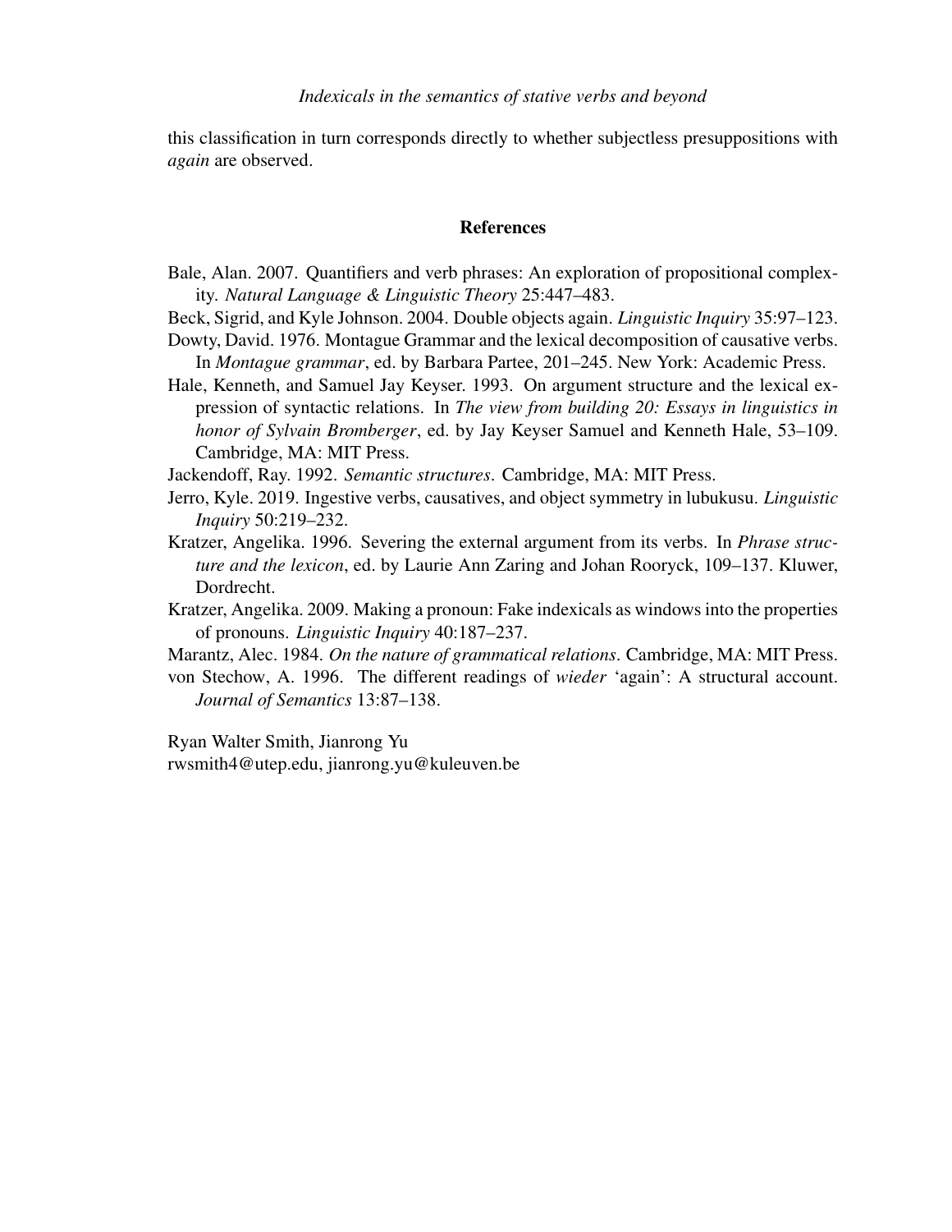this classification in turn corresponds directly to whether subjectless presuppositions with *again* are observed.

## References

Bale, Alan. 2007. Quantifiers and verb phrases: An exploration of propositional complexity. *Natural Language & Linguistic Theory* 25:447–483.

Beck, Sigrid, and Kyle Johnson. 2004. Double objects again. *Linguistic Inquiry* 35:97–123.

Dowty, David. 1976. Montague Grammar and the lexical decomposition of causative verbs. In *Montague grammar*, ed. by Barbara Partee, 201–245. New York: Academic Press.

Hale, Kenneth, and Samuel Jay Keyser. 1993. On argument structure and the lexical expression of syntactic relations. In *The view from building 20: Essays in linguistics in honor of Sylvain Bromberger*, ed. by Jay Keyser Samuel and Kenneth Hale, 53–109. Cambridge, MA: MIT Press.

Jackendoff, Ray. 1992. *Semantic structures*. Cambridge, MA: MIT Press.

Jerro, Kyle. 2019. Ingestive verbs, causatives, and object symmetry in lubukusu. *Linguistic Inquiry* 50:219–232.

Kratzer, Angelika. 1996. Severing the external argument from its verbs. In *Phrase structure and the lexicon*, ed. by Laurie Ann Zaring and Johan Rooryck, 109–137. Kluwer, Dordrecht.

Kratzer, Angelika. 2009. Making a pronoun: Fake indexicals as windows into the properties of pronouns. *Linguistic Inquiry* 40:187–237.

Marantz, Alec. 1984. *On the nature of grammatical relations*. Cambridge, MA: MIT Press.

von Stechow, A. 1996. The different readings of *wieder* 'again': A structural account. *Journal of Semantics* 13:87–138.

Ryan Walter Smith, Jianrong Yu
rwsmith4@utep.edu, jianrong.yu@kuleuven.be